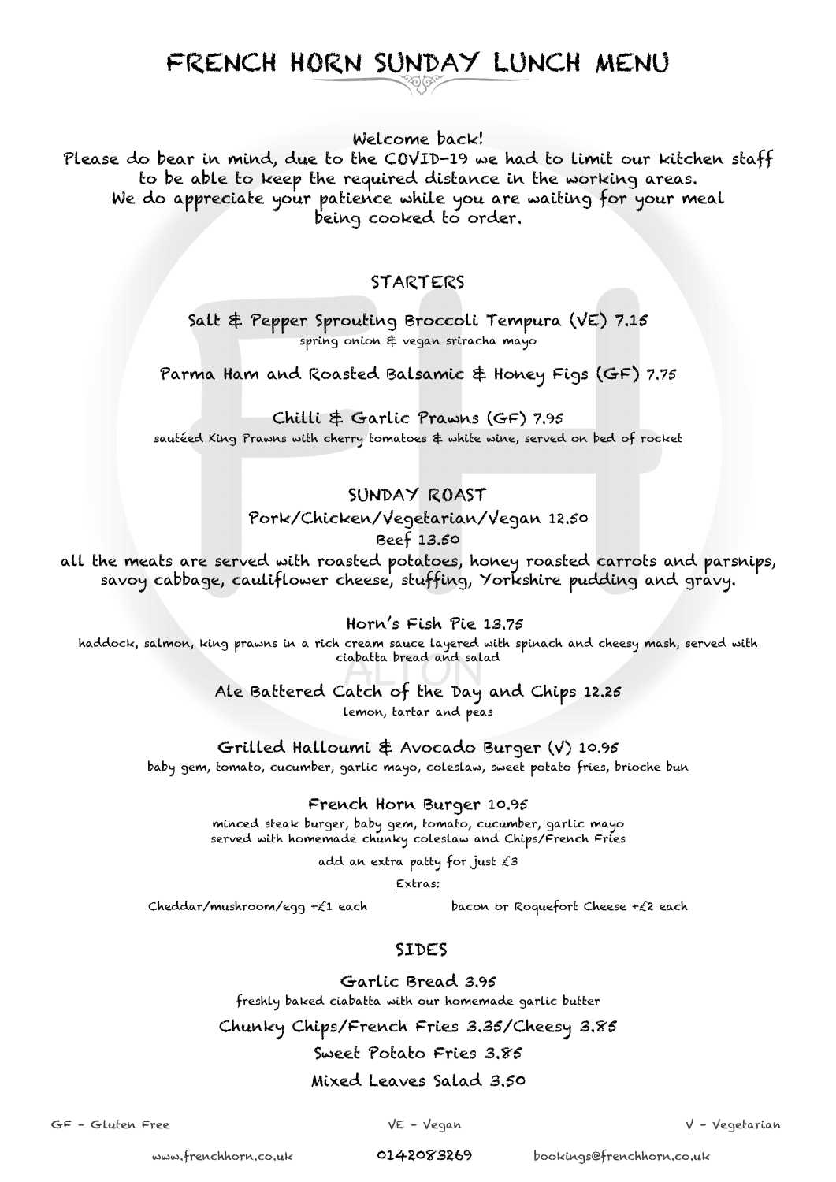# FRENCH HORN SUNDAY LUNCH MENU

Welcome back!
Please do bear in mind, due to the COVID-19 we had to limit our kitchen staff to be able to keep the required distance in the working areas.
We do appreciate your patience while you are waiting for your meal being cooked to order.

## STARTERS

**Salt & Pepper Sprouting Broccoli Tempura (VE) 7.15**
spring onion & vegan sriracha mayo

**Parma Ham and Roasted Balsamic & Honey Figs (GF) 7.75**

**Chilli & Garlic Prawns (GF) 7.95**
sautéed King Prawns with cherry tomatoes & white wine, served on bed of rocket

## SUNDAY ROAST

**Pork/Chicken/Vegetarian/Vegan 12.50**
**Beef 13.50**

all the meats are served with roasted potatoes, honey roasted carrots and parsnips, savoy cabbage, cauliflower cheese, stuffing, Yorkshire pudding and gravy.

**Horn's Fish Pie 13.75**
haddock, salmon, king prawns in a rich cream sauce layered with spinach and cheesy mash, served with ciabatta bread and salad

**Ale Battered Catch of the Day and Chips 12.25**
lemon, tartar and peas

**Grilled Halloumi & Avocado Burger (V) 10.95**
baby gem, tomato, cucumber, garlic mayo, coleslaw, sweet potato fries, brioche bun

**French Horn Burger 10.95**
minced steak burger, baby gem, tomato, cucumber, garlic mayo served with homemade chunky coleslaw and Chips/French Fries

add an extra patty for just £3

Extras:

Cheddar/mushroom/egg +£1 each

bacon or Roquefort Cheese +£2 each

## SIDES

**Garlic Bread 3.95**
freshly baked ciabatta with our homemade garlic butter

**Chunky Chips/French Fries 3.35/Cheesy 3.85**

**Sweet Potato Fries 3.85**

**Mixed Leaves Salad 3.50**

GF - Gluten Free | VE - Vegan | V - Vegetarian

www.frenchhorn.co.uk | 0142083269 | bookings@frenchhorn.co.uk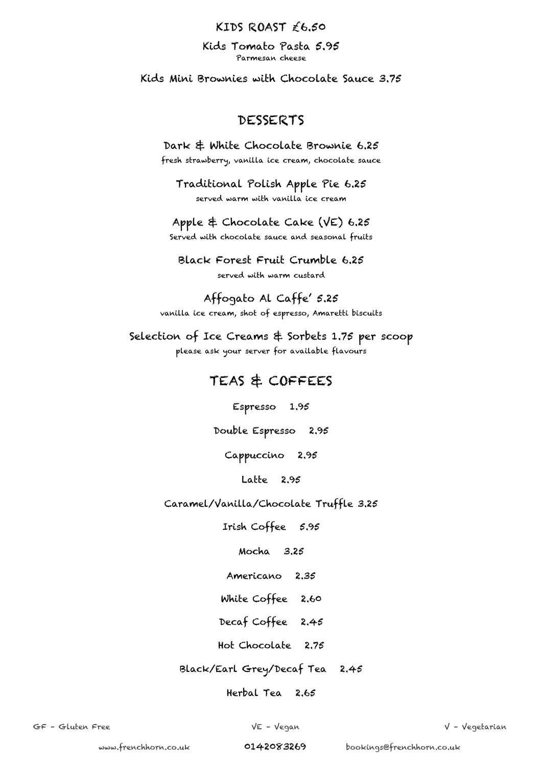## KIDS ROAST £6.50

**Kids Tomato Pasta 5.95**
Parmesan cheese

**Kids Mini Brownies with Chocolate Sauce 3.75**

## DESSERTS

**Dark & White Chocolate Brownie 6.25**
fresh strawberry, vanilla ice cream, chocolate sauce

**Traditional Polish Apple Pie 6.25**
served warm with vanilla ice cream

**Apple & Chocolate Cake (VE) 6.25**
Served with chocolate sauce and seasonal fruits

**Black Forest Fruit Crumble 6.25**
served with warm custard

**Affogato Al Caffe' 5.25**
vanilla ice cream, shot of espresso, Amaretti biscuits

**Selection of Ice Creams & Sorbets 1.75 per scoop**
please ask your server for available flavours

## TEAS & COFFEES

Espresso 1.95

Double Espresso 2.95

Cappuccino 2.95

Latte 2.95

Caramel/Vanilla/Chocolate Truffle 3.25

Irish Coffee 5.95

Mocha 3.25

Americano 2.35

White Coffee 2.60

Decaf Coffee 2.45

Hot Chocolate 2.75

Black/Earl Grey/Decaf Tea 2.45

Herbal Tea 2.65

GF - Gluten Free VE - Vegan V - Vegetarian

www.frenchhorn.co.uk 0142083269 bookings@frenchhorn.co.uk